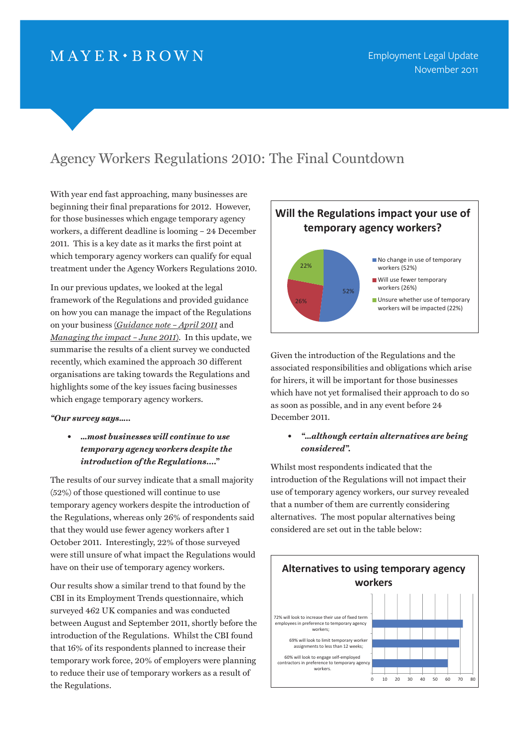MAYER • BROWN

Employment Legal Update
November 2011

# Agency Workers Regulations 2010: The Final Countdown

With year end fast approaching, many businesses are beginning their final preparations for 2012. However, for those businesses which engage temporary agency workers, a different deadline is looming – 24 December 2011. This is a key date as it marks the first point at which temporary agency workers can qualify for equal treatment under the Agency Workers Regulations 2010.

In our previous updates, we looked at the legal framework of the Regulations and provided guidance on how you can manage the impact of the Regulations on your business (*Guidance note – April 2011* and *Managing the impact – June 2011*). In this update, we summarise the results of a client survey we conducted recently, which examined the approach 30 different organisations are taking towards the Regulations and highlights some of the key issues facing businesses which engage temporary agency workers.

***"Our survey says.....***

- ***...most businesses will continue to use temporary agency workers despite the introduction of the Regulations...."***

The results of our survey indicate that a small majority (52%) of those questioned will continue to use temporary agency workers despite the introduction of the Regulations, whereas only 26% of respondents said that they would use fewer agency workers after 1 October 2011. Interestingly, 22% of those surveyed were still unsure of what impact the Regulations would have on their use of temporary agency workers.

Our results show a similar trend to that found by the CBI in its Employment Trends questionnaire, which surveyed 462 UK companies and was conducted between August and September 2011, shortly before the introduction of the Regulations. Whilst the CBI found that 16% of its respondents planned to increase their temporary work force, 20% of employers were planning to reduce their use of temporary workers as a result of the Regulations.

**Will the Regulations impact your use of temporary agency workers?**

| Response | % |
|---|---|
| No change in use of temporary workers | 52% |
| Will use fewer temporary workers | 26% |
| Unsure whether use of temporary workers will be impacted | 22% |

Given the introduction of the Regulations and the associated responsibilities and obligations which arise for hirers, it will be important for those businesses which have not yet formalised their approach to do so as soon as possible, and in any event before 24 December 2011.

- ***"...although certain alternatives are being considered".***

Whilst most respondents indicated that the introduction of the Regulations will not impact their use of temporary agency workers, our survey revealed that a number of them are currently considering alternatives. The most popular alternatives being considered are set out in the table below:

**Alternatives to using temporary agency workers**

| Alternative | % |
|---|---|
| 72% will look to increase their use of fixed term employees in preference to temporary agency workers; | 72 |
| 69% will look to limit temporary worker assignments to less than 12 weeks; | 69 |
| 60% will look to engage self-employed contractors in preference to temporary agency workers. | 60 |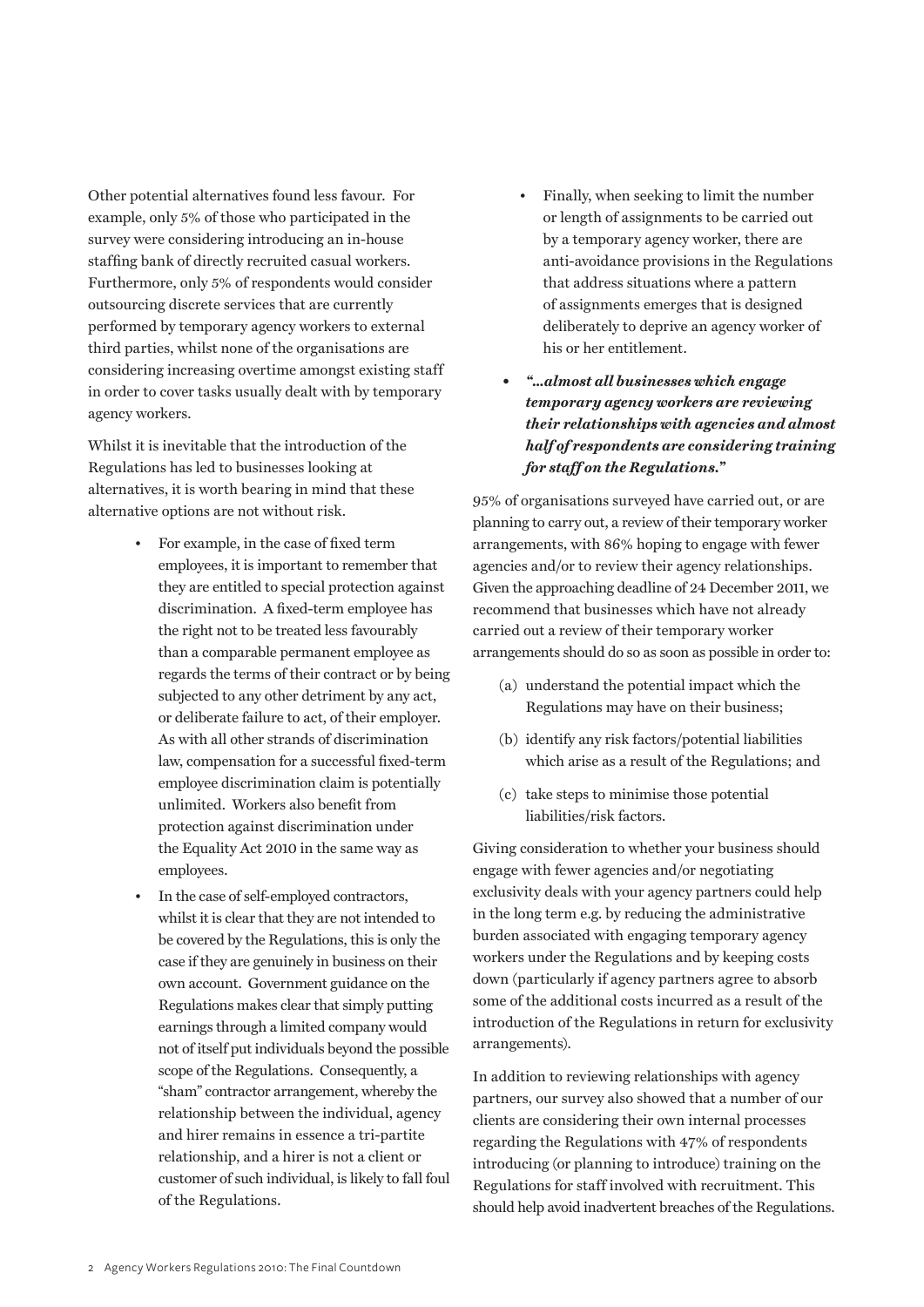Other potential alternatives found less favour. For example, only 5% of those who participated in the survey were considering introducing an in-house staffing bank of directly recruited casual workers. Furthermore, only 5% of respondents would consider outsourcing discrete services that are currently performed by temporary agency workers to external third parties, whilst none of the organisations are considering increasing overtime amongst existing staff in order to cover tasks usually dealt with by temporary agency workers.

Whilst it is inevitable that the introduction of the Regulations has led to businesses looking at alternatives, it is worth bearing in mind that these alternative options are not without risk.

- For example, in the case of fixed term employees, it is important to remember that they are entitled to special protection against discrimination. A fixed-term employee has the right not to be treated less favourably than a comparable permanent employee as regards the terms of their contract or by being subjected to any other detriment by any act, or deliberate failure to act, of their employer. As with all other strands of discrimination law, compensation for a successful fixed-term employee discrimination claim is potentially unlimited. Workers also benefit from protection against discrimination under the Equality Act 2010 in the same way as employees.
- In the case of self-employed contractors, whilst it is clear that they are not intended to be covered by the Regulations, this is only the case if they are genuinely in business on their own account. Government guidance on the Regulations makes clear that simply putting earnings through a limited company would not of itself put individuals beyond the possible scope of the Regulations. Consequently, a "sham" contractor arrangement, whereby the relationship between the individual, agency and hirer remains in essence a tri-partite relationship, and a hirer is not a client or customer of such individual, is likely to fall foul of the Regulations.
- Finally, when seeking to limit the number or length of assignments to be carried out by a temporary agency worker, there are anti-avoidance provisions in the Regulations that address situations where a pattern of assignments emerges that is designed deliberately to deprive an agency worker of his or her entitlement.

- ***"...almost all businesses which engage temporary agency workers are reviewing their relationships with agencies and almost half of respondents are considering training for staff on the Regulations."***

95% of organisations surveyed have carried out, or are planning to carry out, a review of their temporary worker arrangements, with 86% hoping to engage with fewer agencies and/or to review their agency relationships. Given the approaching deadline of 24 December 2011, we recommend that businesses which have not already carried out a review of their temporary worker arrangements should do so as soon as possible in order to:

(a) understand the potential impact which the Regulations may have on their business;

(b) identify any risk factors/potential liabilities which arise as a result of the Regulations; and

(c) take steps to minimise those potential liabilities/risk factors.

Giving consideration to whether your business should engage with fewer agencies and/or negotiating exclusivity deals with your agency partners could help in the long term e.g. by reducing the administrative burden associated with engaging temporary agency workers under the Regulations and by keeping costs down (particularly if agency partners agree to absorb some of the additional costs incurred as a result of the introduction of the Regulations in return for exclusivity arrangements).

In addition to reviewing relationships with agency partners, our survey also showed that a number of our clients are considering their own internal processes regarding the Regulations with 47% of respondents introducing (or planning to introduce) training on the Regulations for staff involved with recruitment. This should help avoid inadvertent breaches of the Regulations.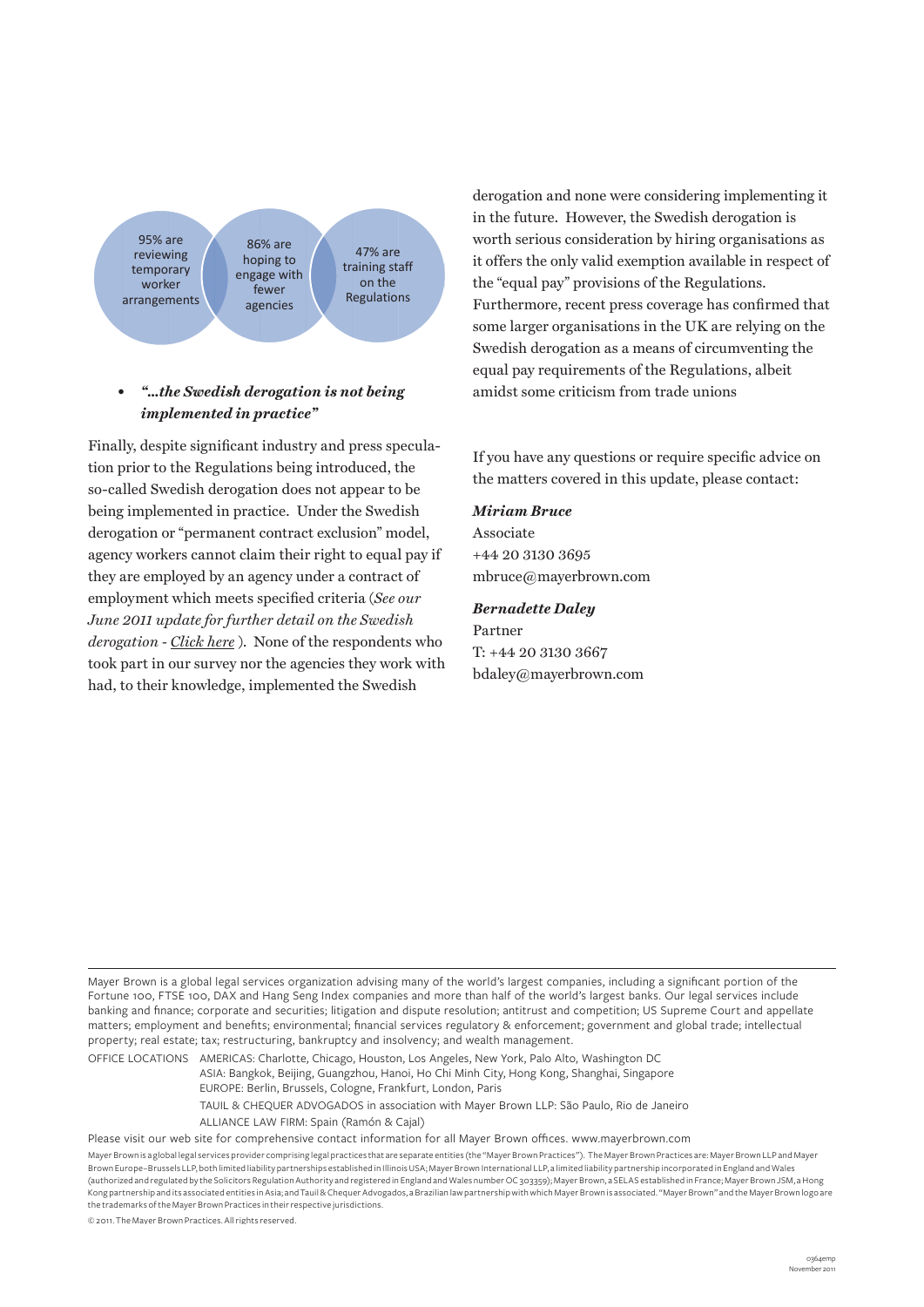95% are reviewing temporary worker arrangements

86% are hoping to engage with fewer agencies

47% are training staff on the Regulations

- ***"...the Swedish derogation is not being implemented in practice"***

Finally, despite significant industry and press speculation prior to the Regulations being introduced, the so-called Swedish derogation does not appear to be being implemented in practice. Under the Swedish derogation or "permanent contract exclusion" model, agency workers cannot claim their right to equal pay if they are employed by an agency under a contract of employment which meets specified criteria (*See our June 2011 update for further detail on the Swedish derogation - Click here* ). None of the respondents who took part in our survey nor the agencies they work with had, to their knowledge, implemented the Swedish derogation and none were considering implementing it in the future. However, the Swedish derogation is worth serious consideration by hiring organisations as it offers the only valid exemption available in respect of the "equal pay" provisions of the Regulations. Furthermore, recent press coverage has confirmed that some larger organisations in the UK are relying on the Swedish derogation as a means of circumventing the equal pay requirements of the Regulations, albeit amidst some criticism from trade unions

If you have any questions or require specific advice on the matters covered in this update, please contact:

***Miriam Bruce***
Associate
+44 20 3130 3695
mbruce@mayerbrown.com

***Bernadette Daley***
Partner
T: +44 20 3130 3667
bdaley@mayerbrown.com

---

Mayer Brown is a global legal services organization advising many of the world's largest companies, including a significant portion of the Fortune 100, FTSE 100, DAX and Hang Seng Index companies and more than half of the world's largest banks. Our legal services include banking and finance; corporate and securities; litigation and dispute resolution; antitrust and competition; US Supreme Court and appellate matters; employment and benefits; environmental; financial services regulatory & enforcement; government and global trade; intellectual property; real estate; tax; restructuring, bankruptcy and insolvency; and wealth management.

OFFICE LOCATIONS AMERICAS: Charlotte, Chicago, Houston, Los Angeles, New York, Palo Alto, Washington DC
ASIA: Bangkok, Beijing, Guangzhou, Hanoi, Ho Chi Minh City, Hong Kong, Shanghai, Singapore
EUROPE: Berlin, Brussels, Cologne, Frankfurt, London, Paris
TAUIL & CHEQUER ADVOGADOS in association with Mayer Brown LLP: São Paulo, Rio de Janeiro
ALLIANCE LAW FIRM: Spain (Ramón & Cajal)

Please visit our web site for comprehensive contact information for all Mayer Brown offices. www.mayerbrown.com

Mayer Brown is a global legal services provider comprising legal practices that are separate entities (the "Mayer Brown Practices"). The Mayer Brown Practices are: Mayer Brown LLP and Mayer Brown Europe–Brussels LLP, both limited liability partnerships established in Illinois USA; Mayer Brown International LLP, a limited liability partnership incorporated in England and Wales (authorized and regulated by the Solicitors Regulation Authority and registered in England and Wales number OC 303359); Mayer Brown, a SELAS established in France; Mayer Brown JSM, a Hong Kong partnership and its associated entities in Asia; and Tauil & Chequer Advogados, a Brazilian law partnership with which Mayer Brown is associated. "Mayer Brown" and the Mayer Brown logo are the trademarks of the Mayer Brown Practices in their respective jurisdictions.

© 2011. The Mayer Brown Practices. All rights reserved.

0364emp
November 2011